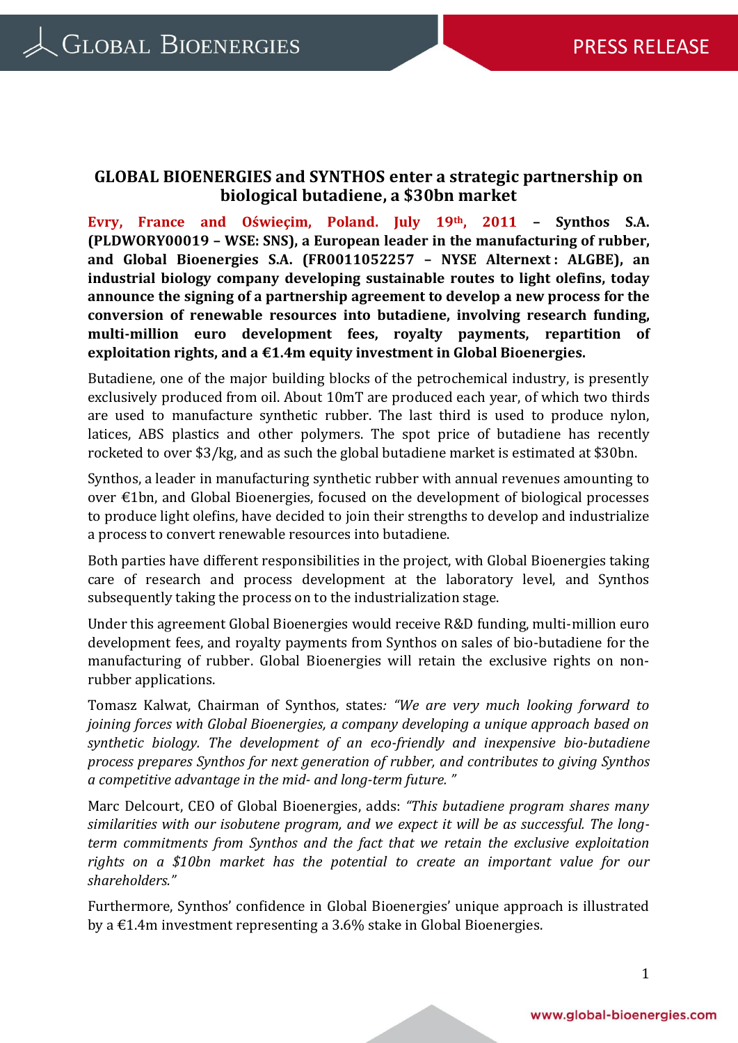# GLOBAL BIOENERGIES and SYNTHOS enter a strategic partnership on biological butadiene, a $30bn market

**Evry, France and Oświeçim, Poland. July 19th, 2011 – Synthos S.A. (PLDWORY00019 – WSE: SNS), a European leader in the manufacturing of rubber, and Global Bioenergies S.A. (FR0011052257 – NYSE Alternext : ALGBE), an industrial biology company developing sustainable routes to light olefins, today announce the signing of a partnership agreement to develop a new process for the conversion of renewable resources into butadiene, involving research funding, multi-million euro development fees, royalty payments, repartition of exploitation rights, and a €1.4m equity investment in Global Bioenergies.**

Butadiene, one of the major building blocks of the petrochemical industry, is presently exclusively produced from oil. About 10mT are produced each year, of which two thirds are used to manufacture synthetic rubber. The last third is used to produce nylon, latices, ABS plastics and other polymers. The spot price of butadiene has recently rocketed to over $3/kg, and as such the global butadiene market is estimated at $30bn.

Synthos, a leader in manufacturing synthetic rubber with annual revenues amounting to over €1bn, and Global Bioenergies, focused on the development of biological processes to produce light olefins, have decided to join their strengths to develop and industrialize a process to convert renewable resources into butadiene.

Both parties have different responsibilities in the project, with Global Bioenergies taking care of research and process development at the laboratory level, and Synthos subsequently taking the process on to the industrialization stage.

Under this agreement Global Bioenergies would receive R&D funding, multi-million euro development fees, and royalty payments from Synthos on sales of bio-butadiene for the manufacturing of rubber. Global Bioenergies will retain the exclusive rights on non-rubber applications.

Tomasz Kalwat, Chairman of Synthos, states: *"We are very much looking forward to joining forces with Global Bioenergies, a company developing a unique approach based on synthetic biology. The development of an eco-friendly and inexpensive bio-butadiene process prepares Synthos for next generation of rubber, and contributes to giving Synthos a competitive advantage in the mid- and long-term future. "*

Marc Delcourt, CEO of Global Bioenergies, adds: *"This butadiene program shares many similarities with our isobutene program, and we expect it will be as successful. The long-term commitments from Synthos and the fact that we retain the exclusive exploitation rights on a $10bn market has the potential to create an important value for our shareholders."*

Furthermore, Synthos' confidence in Global Bioenergies' unique approach is illustrated by a €1.4m investment representing a 3.6% stake in Global Bioenergies.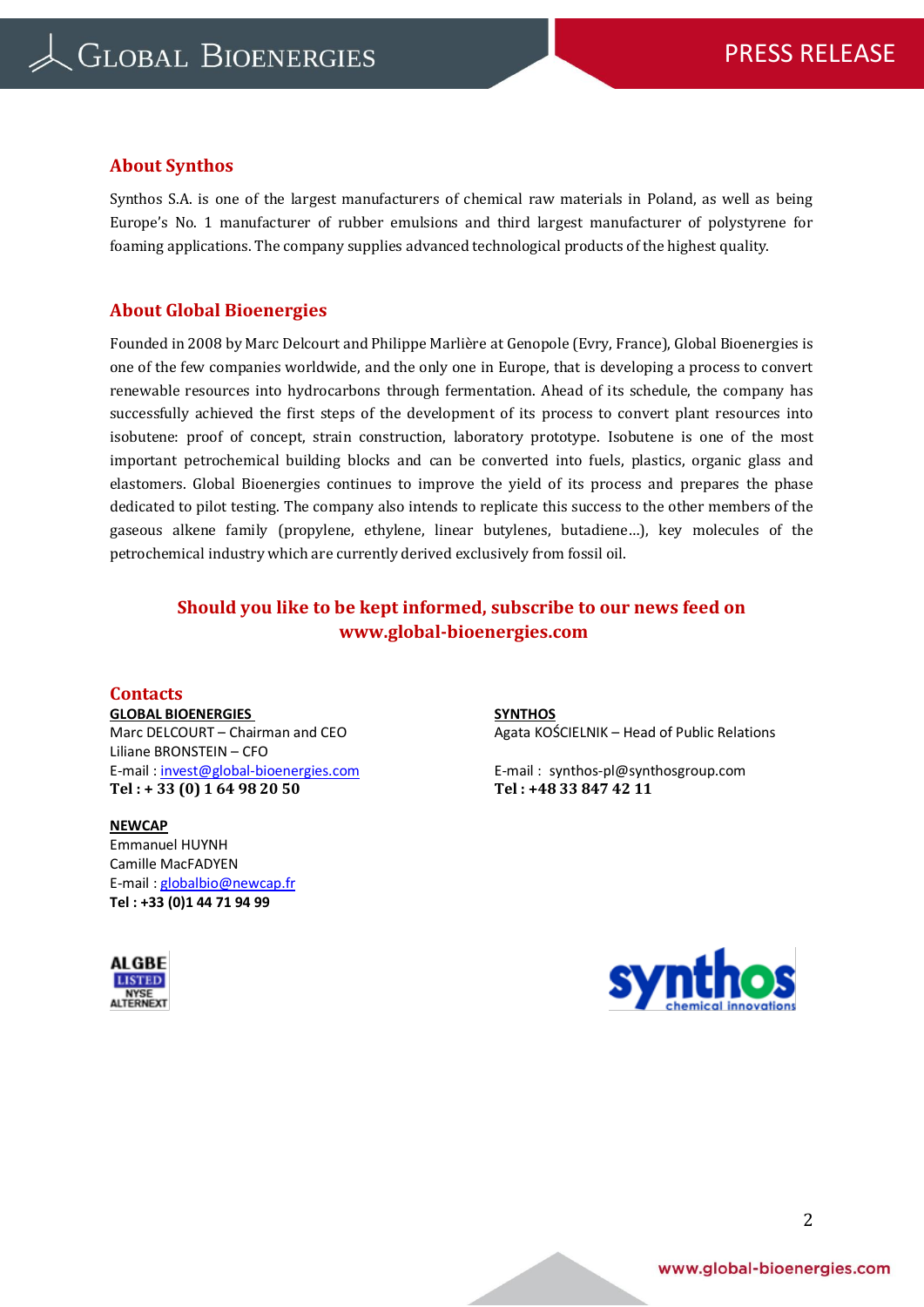## About Synthos

Synthos S.A. is one of the largest manufacturers of chemical raw materials in Poland, as well as being Europe's No. 1 manufacturer of rubber emulsions and third largest manufacturer of polystyrene for foaming applications. The company supplies advanced technological products of the highest quality.

## About Global Bioenergies

Founded in 2008 by Marc Delcourt and Philippe Marlière at Genopole (Evry, France), Global Bioenergies is one of the few companies worldwide, and the only one in Europe, that is developing a process to convert renewable resources into hydrocarbons through fermentation. Ahead of its schedule, the company has successfully achieved the first steps of the development of its process to convert plant resources into isobutene: proof of concept, strain construction, laboratory prototype. Isobutene is one of the most important petrochemical building blocks and can be converted into fuels, plastics, organic glass and elastomers. Global Bioenergies continues to improve the yield of its process and prepares the phase dedicated to pilot testing. The company also intends to replicate this success to the other members of the gaseous alkene family (propylene, ethylene, linear butylenes, butadiene…), key molecules of the petrochemical industry which are currently derived exclusively from fossil oil.

**Should you like to be kept informed, subscribe to our news feed on www.global-bioenergies.com**

## Contacts

**GLOBAL BIOENERGIES**
Marc DELCOURT – Chairman and CEO
Liliane BRONSTEIN – CFO
E-mail : invest@global-bioenergies.com
**Tel : + 33 (0) 1 64 98 20 50**

**NEWCAP**
Emmanuel HUYNH
Camille MacFADYEN
E-mail : globalbio@newcap.fr
**Tel : +33 (0)1 44 71 94 99**

**SYNTHOS**
Agata KOŚCIELNIK – Head of Public Relations

E-mail : synthos-pl@synthosgroup.com
**Tel : +48 33 847 42 11**

ALGBE LISTED NYSE ALTERNEXT

synthos chemical innovations